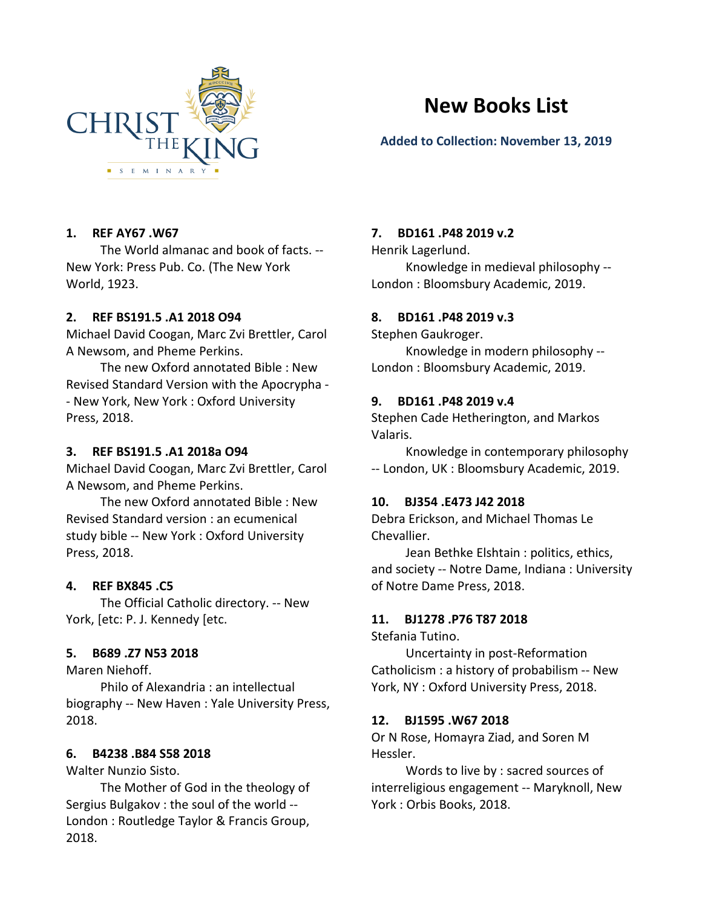# New Books List

**Added to Collection: November 13, 2019**

1. **REF AY67 .W67**
   The World almanac and book of facts. -- New York: Press Pub. Co. (The New York World, 1923.

2. **REF BS191.5 .A1 2018 O94**
   Michael David Coogan, Marc Zvi Brettler, Carol A Newsom, and Pheme Perkins.
   The new Oxford annotated Bible : New Revised Standard Version with the Apocrypha -- New York, New York : Oxford University Press, 2018.

3. **REF BS191.5 .A1 2018a O94**
   Michael David Coogan, Marc Zvi Brettler, Carol A Newsom, and Pheme Perkins.
   The new Oxford annotated Bible : New Revised Standard version : an ecumenical study bible -- New York : Oxford University Press, 2018.

4. **REF BX845 .C5**
   The Official Catholic directory. -- New York, [etc: P. J. Kennedy [etc.

5. **B689 .Z7 N53 2018**
   Maren Niehoff.
   Philo of Alexandria : an intellectual biography -- New Haven : Yale University Press, 2018.

6. **B4238 .B84 S58 2018**
   Walter Nunzio Sisto.
   The Mother of God in the theology of Sergius Bulgakov : the soul of the world -- London : Routledge Taylor & Francis Group, 2018.

7. **BD161 .P48 2019 v.2**
   Henrik Lagerlund.
   Knowledge in medieval philosophy -- London : Bloomsbury Academic, 2019.

8. **BD161 .P48 2019 v.3**
   Stephen Gaukroger.
   Knowledge in modern philosophy -- London : Bloomsbury Academic, 2019.

9. **BD161 .P48 2019 v.4**
   Stephen Cade Hetherington, and Markos Valaris.
   Knowledge in contemporary philosophy -- London, UK : Bloomsbury Academic, 2019.

10. **BJ354 .E473 J42 2018**
    Debra Erickson, and Michael Thomas Le Chevallier.
    Jean Bethke Elshtain : politics, ethics, and society -- Notre Dame, Indiana : University of Notre Dame Press, 2018.

11. **BJ1278 .P76 T87 2018**
    Stefania Tutino.
    Uncertainty in post-Reformation Catholicism : a history of probabilism -- New York, NY : Oxford University Press, 2018.

12. **BJ1595 .W67 2018**
    Or N Rose, Homayra Ziad, and Soren M Hessler.
    Words to live by : sacred sources of interreligious engagement -- Maryknoll, New York : Orbis Books, 2018.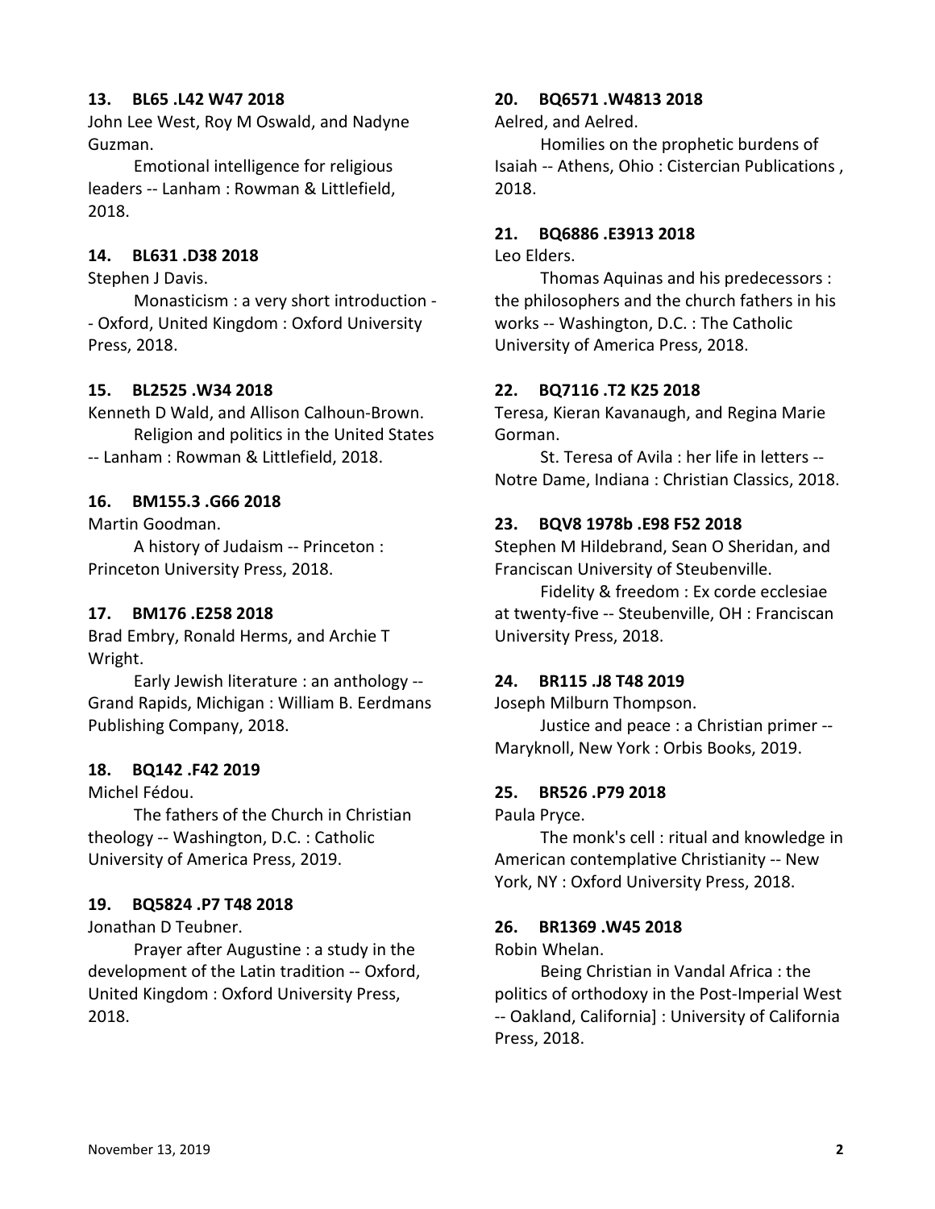**13. BL65 .L42 W47 2018**

John Lee West, Roy M Oswald, and Nadyne Guzman.

Emotional intelligence for religious leaders -- Lanham : Rowman & Littlefield, 2018.

**14. BL631 .D38 2018**

Stephen J Davis.

Monasticism : a very short introduction -- Oxford, United Kingdom : Oxford University Press, 2018.

**15. BL2525 .W34 2018**

Kenneth D Wald, and Allison Calhoun-Brown.

Religion and politics in the United States -- Lanham : Rowman & Littlefield, 2018.

**16. BM155.3 .G66 2018**

Martin Goodman.

A history of Judaism -- Princeton : Princeton University Press, 2018.

**17. BM176 .E258 2018**

Brad Embry, Ronald Herms, and Archie T Wright.

Early Jewish literature : an anthology -- Grand Rapids, Michigan : William B. Eerdmans Publishing Company, 2018.

**18. BQ142 .F42 2019**

Michel Fédou.

The fathers of the Church in Christian theology -- Washington, D.C. : Catholic University of America Press, 2019.

**19. BQ5824 .P7 T48 2018**

Jonathan D Teubner.

Prayer after Augustine : a study in the development of the Latin tradition -- Oxford, United Kingdom : Oxford University Press, 2018.

**20. BQ6571 .W4813 2018**

Aelred, and Aelred.

Homilies on the prophetic burdens of Isaiah -- Athens, Ohio : Cistercian Publications , 2018.

**21. BQ6886 .E3913 2018**

Leo Elders.

Thomas Aquinas and his predecessors : the philosophers and the church fathers in his works -- Washington, D.C. : The Catholic University of America Press, 2018.

**22. BQ7116 .T2 K25 2018**

Teresa, Kieran Kavanaugh, and Regina Marie Gorman.

St. Teresa of Avila : her life in letters -- Notre Dame, Indiana : Christian Classics, 2018.

**23. BQV8 1978b .E98 F52 2018**

Stephen M Hildebrand, Sean O Sheridan, and Franciscan University of Steubenville.

Fidelity & freedom : Ex corde ecclesiae at twenty-five -- Steubenville, OH : Franciscan University Press, 2018.

**24. BR115 .J8 T48 2019**

Joseph Milburn Thompson.

Justice and peace : a Christian primer -- Maryknoll, New York : Orbis Books, 2019.

**25. BR526 .P79 2018**

Paula Pryce.

The monk's cell : ritual and knowledge in American contemplative Christianity -- New York, NY : Oxford University Press, 2018.

**26. BR1369 .W45 2018**

Robin Whelan.

Being Christian in Vandal Africa : the politics of orthodoxy in the Post-Imperial West -- Oakland, California] : University of California Press, 2018.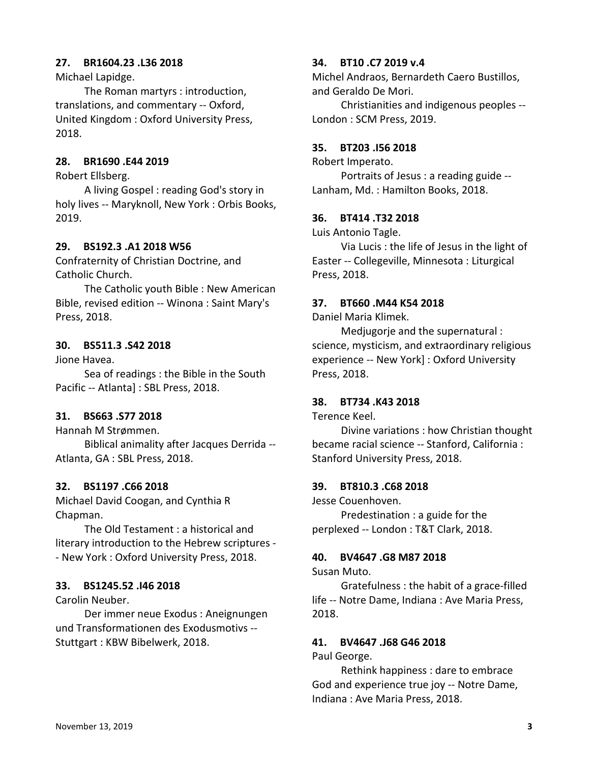**27. BR1604.23 .L36 2018**

Michael Lapidge.

The Roman martyrs : introduction, translations, and commentary -- Oxford, United Kingdom : Oxford University Press, 2018.

**28. BR1690 .E44 2019**

Robert Ellsberg.

A living Gospel : reading God's story in holy lives -- Maryknoll, New York : Orbis Books, 2019.

**29. BS192.3 .A1 2018 W56**

Confraternity of Christian Doctrine, and Catholic Church.

The Catholic youth Bible : New American Bible, revised edition -- Winona : Saint Mary's Press, 2018.

**30. BS511.3 .S42 2018**

Jione Havea.

Sea of readings : the Bible in the South Pacific -- Atlanta] : SBL Press, 2018.

**31. BS663 .S77 2018**

Hannah M Strømmen.

Biblical animality after Jacques Derrida -- Atlanta, GA : SBL Press, 2018.

**32. BS1197 .C66 2018**

Michael David Coogan, and Cynthia R Chapman.

The Old Testament : a historical and literary introduction to the Hebrew scriptures -- New York : Oxford University Press, 2018.

**33. BS1245.52 .I46 2018**

Carolin Neuber.

Der immer neue Exodus : Aneignungen und Transformationen des Exodusmotivs -- Stuttgart : KBW Bibelwerk, 2018.

**34. BT10 .C7 2019 v.4**

Michel Andraos, Bernardeth Caero Bustillos, and Geraldo De Mori.

Christianities and indigenous peoples -- London : SCM Press, 2019.

**35. BT203 .I56 2018**

Robert Imperato.

Portraits of Jesus : a reading guide -- Lanham, Md. : Hamilton Books, 2018.

**36. BT414 .T32 2018**

Luis Antonio Tagle.

Via Lucis : the life of Jesus in the light of Easter -- Collegeville, Minnesota : Liturgical Press, 2018.

**37. BT660 .M44 K54 2018**

Daniel Maria Klimek.

Medjugorje and the supernatural : science, mysticism, and extraordinary religious experience -- New York] : Oxford University Press, 2018.

**38. BT734 .K43 2018**

Terence Keel.

Divine variations : how Christian thought became racial science -- Stanford, California : Stanford University Press, 2018.

**39. BT810.3 .C68 2018**

Jesse Couenhoven.

Predestination : a guide for the perplexed -- London : T&T Clark, 2018.

**40. BV4647 .G8 M87 2018**

Susan Muto.

Gratefulness : the habit of a grace-filled life -- Notre Dame, Indiana : Ave Maria Press, 2018.

**41. BV4647 .J68 G46 2018**

Paul George.

Rethink happiness : dare to embrace God and experience true joy -- Notre Dame, Indiana : Ave Maria Press, 2018.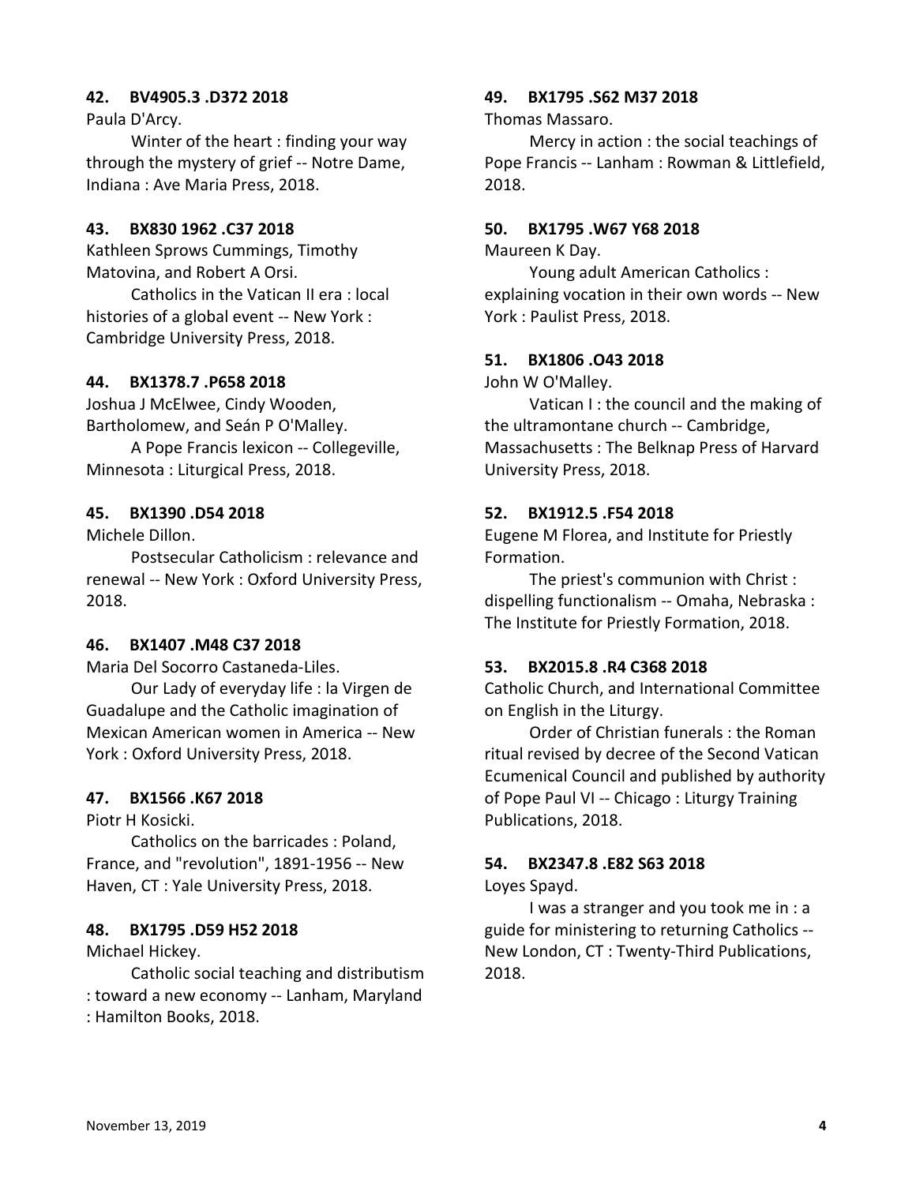**42. BV4905.3 .D372 2018**

Paula D'Arcy.

Winter of the heart : finding your way through the mystery of grief -- Notre Dame, Indiana : Ave Maria Press, 2018.

**43. BX830 1962 .C37 2018**

Kathleen Sprows Cummings, Timothy Matovina, and Robert A Orsi.

Catholics in the Vatican II era : local histories of a global event -- New York : Cambridge University Press, 2018.

**44. BX1378.7 .P658 2018**

Joshua J McElwee, Cindy Wooden, Bartholomew, and Seán P O'Malley.

A Pope Francis lexicon -- Collegeville, Minnesota : Liturgical Press, 2018.

**45. BX1390 .D54 2018**

Michele Dillon.

Postsecular Catholicism : relevance and renewal -- New York : Oxford University Press, 2018.

**46. BX1407 .M48 C37 2018**

Maria Del Socorro Castaneda-Liles.

Our Lady of everyday life : la Virgen de Guadalupe and the Catholic imagination of Mexican American women in America -- New York : Oxford University Press, 2018.

**47. BX1566 .K67 2018**

Piotr H Kosicki.

Catholics on the barricades : Poland, France, and "revolution", 1891-1956 -- New Haven, CT : Yale University Press, 2018.

**48. BX1795 .D59 H52 2018**

Michael Hickey.

Catholic social teaching and distributism : toward a new economy -- Lanham, Maryland : Hamilton Books, 2018.

**49. BX1795 .S62 M37 2018**

Thomas Massaro.

Mercy in action : the social teachings of Pope Francis -- Lanham : Rowman & Littlefield, 2018.

**50. BX1795 .W67 Y68 2018**

Maureen K Day.

Young adult American Catholics : explaining vocation in their own words -- New York : Paulist Press, 2018.

**51. BX1806 .O43 2018**

John W O'Malley.

Vatican I : the council and the making of the ultramontane church -- Cambridge, Massachusetts : The Belknap Press of Harvard University Press, 2018.

**52. BX1912.5 .F54 2018**

Eugene M Florea, and Institute for Priestly Formation.

The priest's communion with Christ : dispelling functionalism -- Omaha, Nebraska : The Institute for Priestly Formation, 2018.

**53. BX2015.8 .R4 C368 2018**

Catholic Church, and International Committee on English in the Liturgy.

Order of Christian funerals : the Roman ritual revised by decree of the Second Vatican Ecumenical Council and published by authority of Pope Paul VI -- Chicago : Liturgy Training Publications, 2018.

**54. BX2347.8 .E82 S63 2018**

Loyes Spayd.

I was a stranger and you took me in : a guide for ministering to returning Catholics -- New London, CT : Twenty-Third Publications, 2018.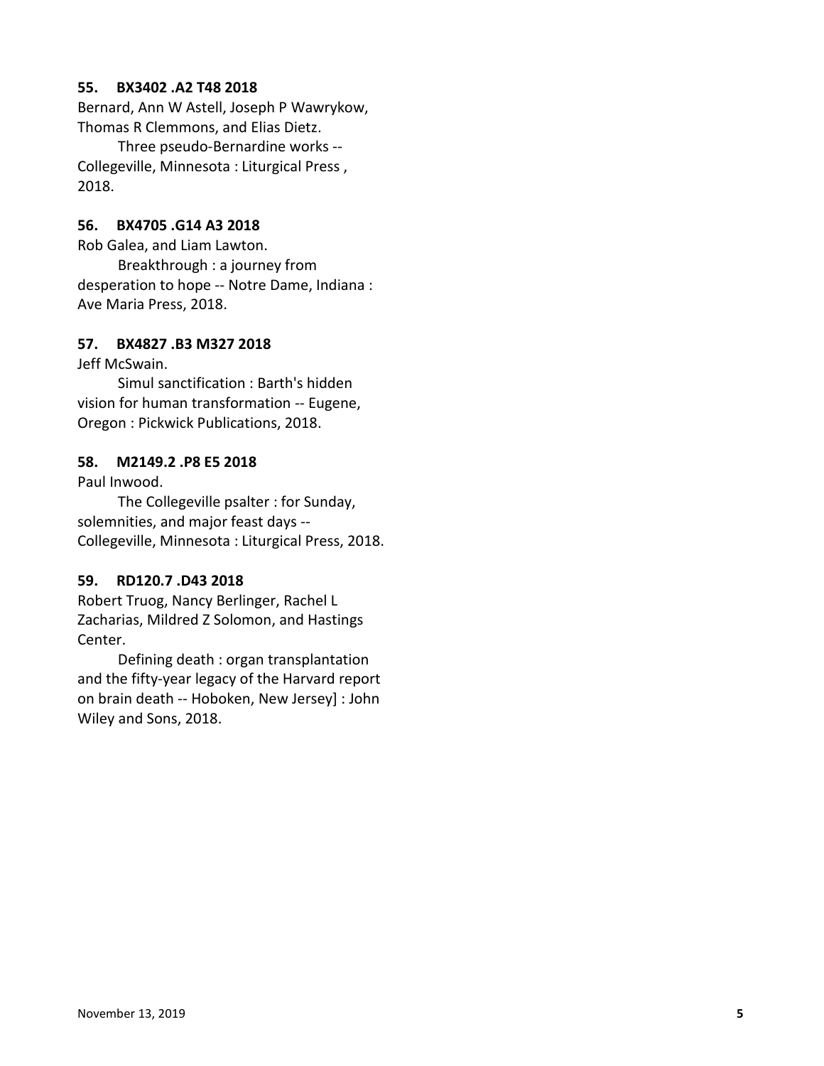**55. BX3402 .A2 T48 2018**

Bernard, Ann W Astell, Joseph P Wawrykow, Thomas R Clemmons, and Elias Dietz.

Three pseudo-Bernardine works -- Collegeville, Minnesota : Liturgical Press , 2018.

**56. BX4705 .G14 A3 2018**

Rob Galea, and Liam Lawton.

Breakthrough : a journey from desperation to hope -- Notre Dame, Indiana : Ave Maria Press, 2018.

**57. BX4827 .B3 M327 2018**

Jeff McSwain.

Simul sanctification : Barth's hidden vision for human transformation -- Eugene, Oregon : Pickwick Publications, 2018.

**58. M2149.2 .P8 E5 2018**

Paul Inwood.

The Collegeville psalter : for Sunday, solemnities, and major feast days -- Collegeville, Minnesota : Liturgical Press, 2018.

**59. RD120.7 .D43 2018**

Robert Truog, Nancy Berlinger, Rachel L Zacharias, Mildred Z Solomon, and Hastings Center.

Defining death : organ transplantation and the fifty-year legacy of the Harvard report on brain death -- Hoboken, New Jersey] : John Wiley and Sons, 2018.